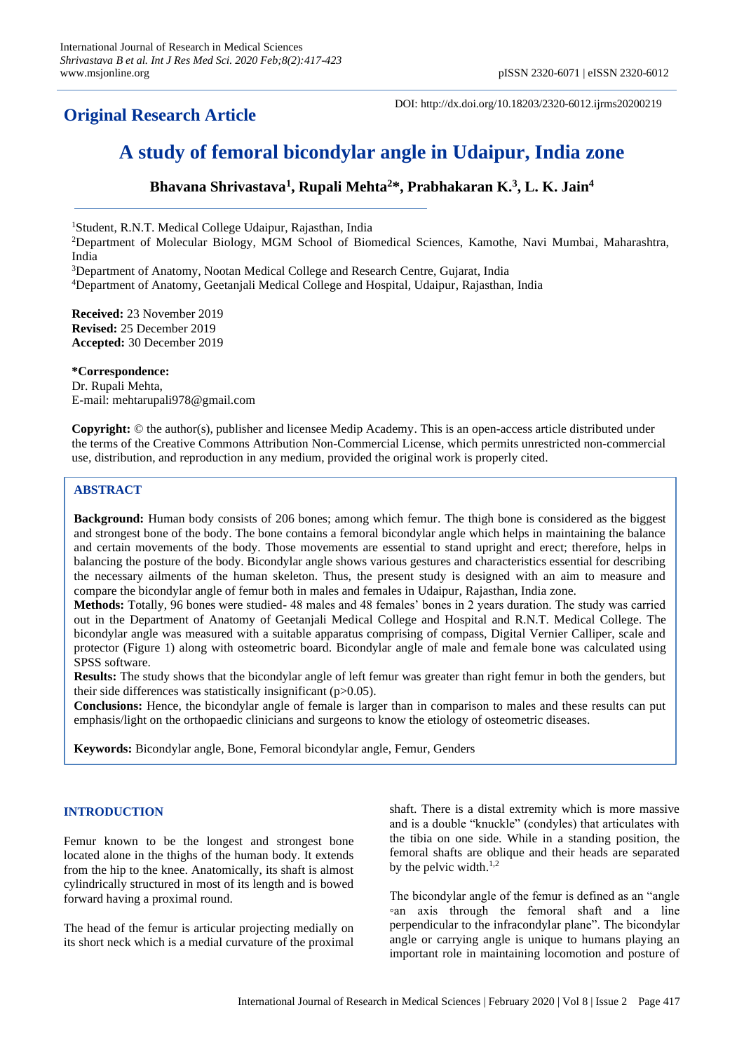**Original Research Article**

DOI: http://dx.doi.org/10.18203/2320-6012.ijrms20200219

# A study of femoral bicondylar angle in Udaipur, India zone

**Bhavana Shrivastava[1], Rupali Mehta[2]*, Prabhakaran K.[3], L. K. Jain[4]**

[1]Student, R.N.T. Medical College Udaipur, Rajasthan, India

[2]Department of Molecular Biology, MGM School of Biomedical Sciences, Kamothe, Navi Mumbai, Maharashtra, India

[3]Department of Anatomy, Nootan Medical College and Research Centre, Gujarat, India

[4]Department of Anatomy, Geetanjali Medical College and Hospital, Udaipur, Rajasthan, India

**Received:** 23 November 2019
**Revised:** 25 December 2019
**Accepted:** 30 December 2019

**\*Correspondence:**
Dr. Rupali Mehta,
E-mail: mehtarupali978@gmail.com

**Copyright:** © the author(s), publisher and licensee Medip Academy. This is an open-access article distributed under the terms of the Creative Commons Attribution Non-Commercial License, which permits unrestricted non-commercial use, distribution, and reproduction in any medium, provided the original work is properly cited.

## ABSTRACT

**Background:** Human body consists of 206 bones; among which femur. The thigh bone is considered as the biggest and strongest bone of the body. The bone contains a femoral bicondylar angle which helps in maintaining the balance and certain movements of the body. Those movements are essential to stand upright and erect; therefore, helps in balancing the posture of the body. Bicondylar angle shows various gestures and characteristics essential for describing the necessary ailments of the human skeleton. Thus, the present study is designed with an aim to measure and compare the bicondylar angle of femur both in males and females in Udaipur, Rajasthan, India zone.

**Methods:** Totally, 96 bones were studied- 48 males and 48 females' bones in 2 years duration. The study was carried out in the Department of Anatomy of Geetanjali Medical College and Hospital and R.N.T. Medical College. The bicondylar angle was measured with a suitable apparatus comprising of compass, Digital Vernier Calliper, scale and protector (Figure 1) along with osteometric board. Bicondylar angle of male and female bone was calculated using SPSS software.

**Results:** The study shows that the bicondylar angle of left femur was greater than right femur in both the genders, but their side differences was statistically insignificant ($p>0.05$).

**Conclusions:** Hence, the bicondylar angle of female is larger than in comparison to males and these results can put emphasis/light on the orthopaedic clinicians and surgeons to know the etiology of osteometric diseases.

**Keywords:** Bicondylar angle, Bone, Femoral bicondylar angle, Femur, Genders

## INTRODUCTION

Femur known to be the longest and strongest bone located alone in the thighs of the human body. It extends from the hip to the knee. Anatomically, its shaft is almost cylindrically structured in most of its length and is bowed forward having a proximal round.

The head of the femur is articular projecting medially on its short neck which is a medial curvature of the proximal shaft. There is a distal extremity which is more massive and is a double "knuckle" (condyles) that articulates with the tibia on one side. While in a standing position, the femoral shafts are oblique and their heads are separated by the pelvic width.[1,2]

The bicondylar angle of the femur is defined as an "angle ◦an axis through the femoral shaft and a line perpendicular to the infracondylar plane". The bicondylar angle or carrying angle is unique to humans playing an important role in maintaining locomotion and posture of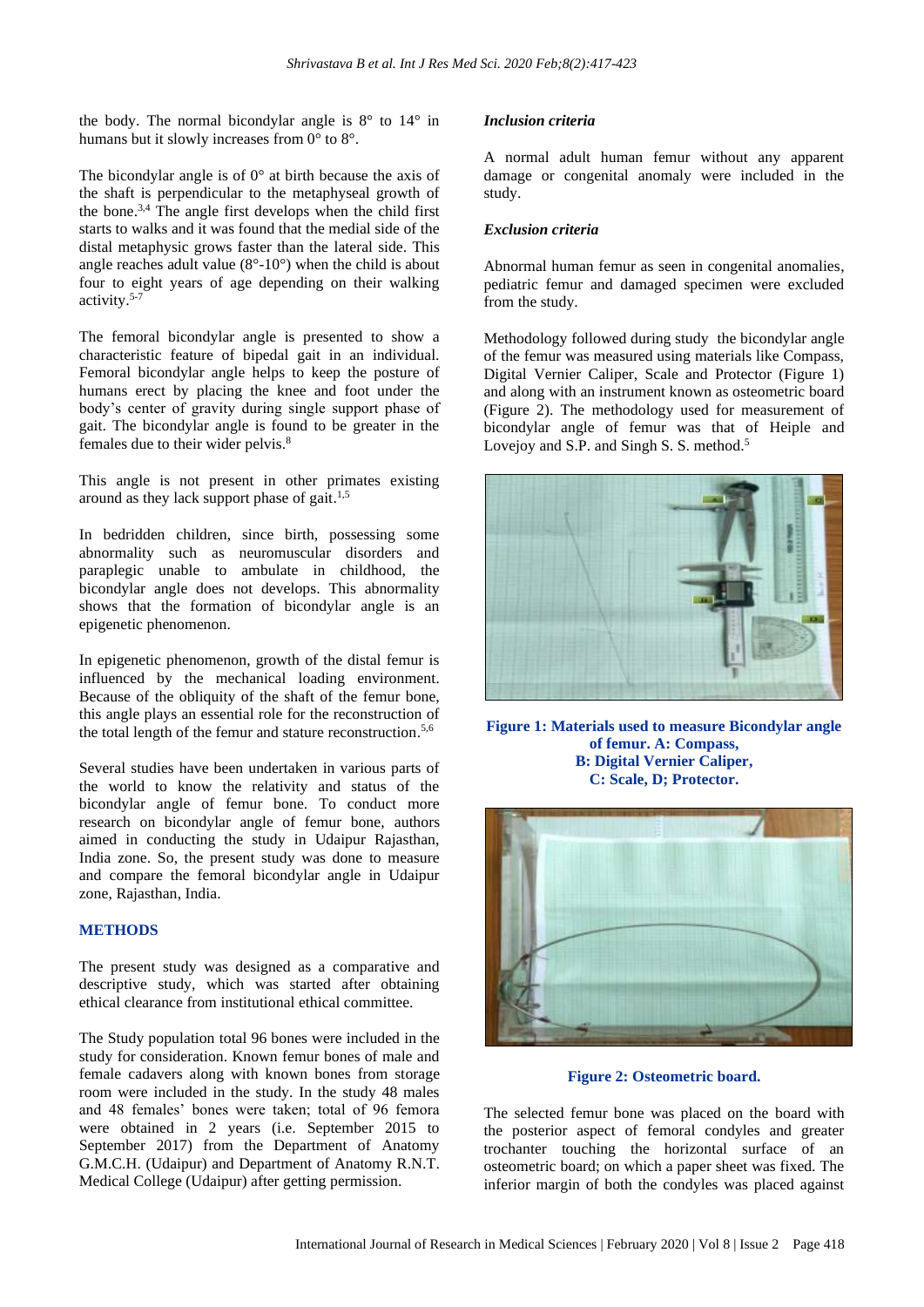the body. The normal bicondylar angle is 8° to 14° in humans but it slowly increases from 0° to 8°.

The bicondylar angle is of 0° at birth because the axis of the shaft is perpendicular to the metaphyseal growth of the bone.[3,4] The angle first develops when the child first starts to walks and it was found that the medial side of the distal metaphysic grows faster than the lateral side. This angle reaches adult value (8°-10°) when the child is about four to eight years of age depending on their walking activity.[5-7]

The femoral bicondylar angle is presented to show a characteristic feature of bipedal gait in an individual. Femoral bicondylar angle helps to keep the posture of humans erect by placing the knee and foot under the body's center of gravity during single support phase of gait. The bicondylar angle is found to be greater in the females due to their wider pelvis.[8]

This angle is not present in other primates existing around as they lack support phase of gait.[1,5]

In bedridden children, since birth, possessing some abnormality such as neuromuscular disorders and paraplegic unable to ambulate in childhood, the bicondylar angle does not develops. This abnormality shows that the formation of bicondylar angle is an epigenetic phenomenon.

In epigenetic phenomenon, growth of the distal femur is influenced by the mechanical loading environment. Because of the obliquity of the shaft of the femur bone, this angle plays an essential role for the reconstruction of the total length of the femur and stature reconstruction.[5,6]

Several studies have been undertaken in various parts of the world to know the relativity and status of the bicondylar angle of femur bone. To conduct more research on bicondylar angle of femur bone, authors aimed in conducting the study in Udaipur Rajasthan, India zone. So, the present study was done to measure and compare the femoral bicondylar angle in Udaipur zone, Rajasthan, India.

## METHODS

The present study was designed as a comparative and descriptive study, which was started after obtaining ethical clearance from institutional ethical committee.

The Study population total 96 bones were included in the study for consideration. Known femur bones of male and female cadavers along with known bones from storage room were included in the study. In the study 48 males and 48 females' bones were taken; total of 96 femora were obtained in 2 years (i.e. September 2015 to September 2017) from the Department of Anatomy G.M.C.H. (Udaipur) and Department of Anatomy R.N.T. Medical College (Udaipur) after getting permission.

### *Inclusion criteria*

A normal adult human femur without any apparent damage or congenital anomaly were included in the study.

### *Exclusion criteria*

Abnormal human femur as seen in congenital anomalies, pediatric femur and damaged specimen were excluded from the study.

Methodology followed during study the bicondylar angle of the femur was measured using materials like Compass, Digital Vernier Caliper, Scale and Protector (Figure 1) and along with an instrument known as osteometric board (Figure 2). The methodology used for measurement of bicondylar angle of femur was that of Heiple and Lovejoy and S.P. and Singh S. S. method.[5]

**Figure 1: Materials used to measure Bicondylar angle of femur. A: Compass, B: Digital Vernier Caliper, C: Scale, D; Protector.**

**Figure 2: Osteometric board.**

The selected femur bone was placed on the board with the posterior aspect of femoral condyles and greater trochanter touching the horizontal surface of an osteometric board; on which a paper sheet was fixed. The inferior margin of both the condyles was placed against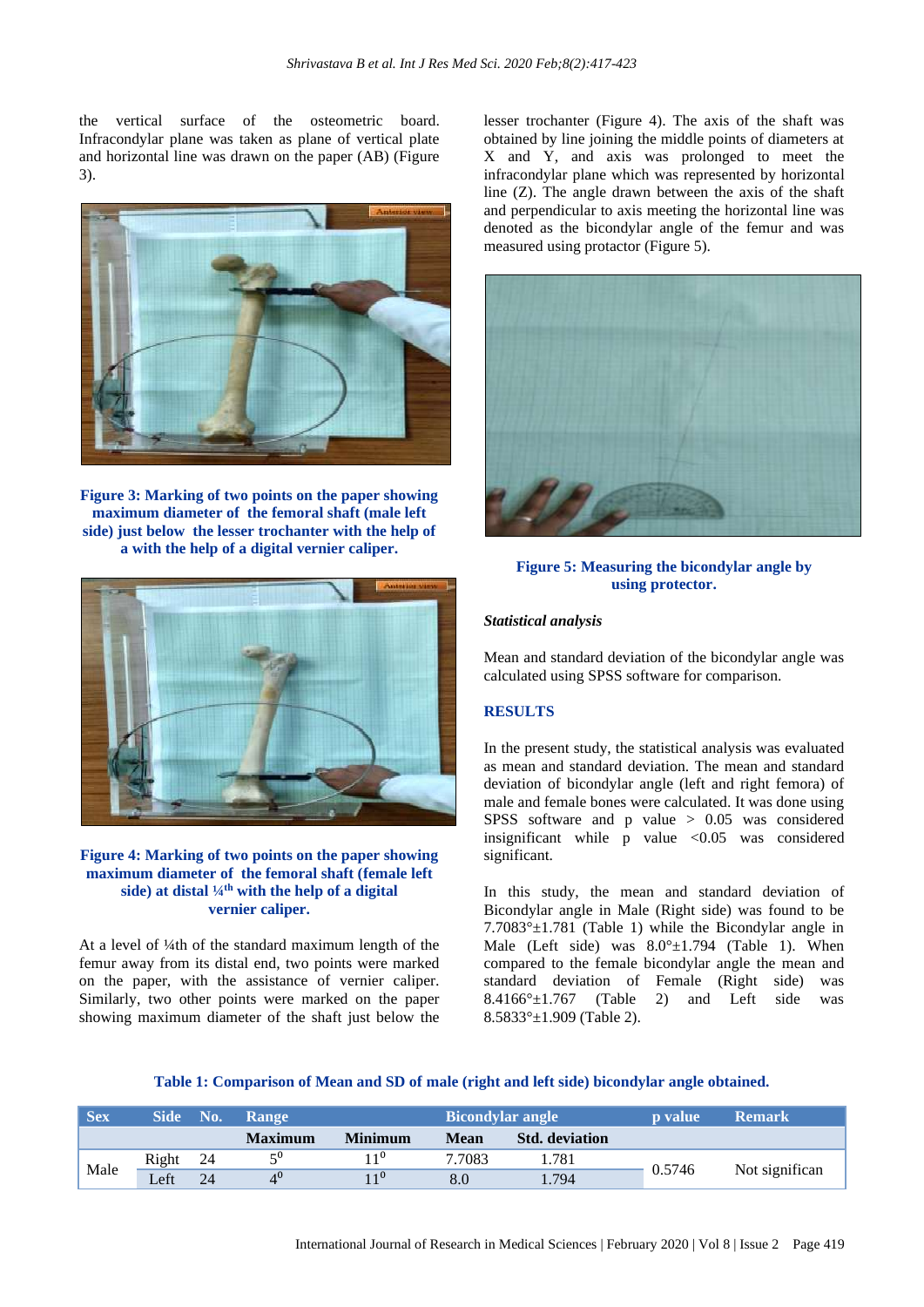the vertical surface of the osteometric board. Infracondylar plane was taken as plane of vertical plate and horizontal line was drawn on the paper (AB) (Figure 3).

**Figure 3: Marking of two points on the paper showing maximum diameter of the femoral shaft (male left side) just below the lesser trochanter with the help of a with the help of a digital vernier caliper.**

**Figure 4: Marking of two points on the paper showing maximum diameter of the femoral shaft (female left side) at distal ¼th with the help of a digital vernier caliper.**

At a level of ¼th of the standard maximum length of the femur away from its distal end, two points were marked on the paper, with the assistance of vernier caliper. Similarly, two other points were marked on the paper showing maximum diameter of the shaft just below the lesser trochanter (Figure 4). The axis of the shaft was obtained by line joining the middle points of diameters at X and Y, and axis was prolonged to meet the infracondylar plane which was represented by horizontal line (Z). The angle drawn between the axis of the shaft and perpendicular to axis meeting the horizontal line was denoted as the bicondylar angle of the femur and was measured using protractor (Figure 5).

**Figure 5: Measuring the bicondylar angle by using protector.**

### *Statistical analysis*

Mean and standard deviation of the bicondylar angle was calculated using SPSS software for comparison.

## RESULTS

In the present study, the statistical analysis was evaluated as mean and standard deviation. The mean and standard deviation of bicondylar angle (left and right femora) of male and female bones were calculated. It was done using SPSS software and p value > 0.05 was considered insignificant while p value <0.05 was considered significant.

In this study, the mean and standard deviation of Bicondylar angle in Male (Right side) was found to be 7.7083°±1.781 (Table 1) while the Bicondylar angle in Male (Left side) was 8.0°±1.794 (Table 1). When compared to the female bicondylar angle the mean and standard deviation of Female (Right side) was 8.4166°±1.767 (Table 2) and Left side was 8.5833°±1.909 (Table 2).

**Table 1: Comparison of Mean and SD of male (right and left side) bicondylar angle obtained.**

| Sex | Side | No. | Range | | Bicondylar angle | | p value | Remark |
|---|---|---|---|---|---|---|---|---|
| | | | Maximum | Minimum | Mean | Std. deviation | | |
| Male | Right | 24 | 5° | 11° | 7.7083 | 1.781 | 0.5746 | Not significan |
| | Left | 24 | 4° | 11° | 8.0 | 1.794 | | |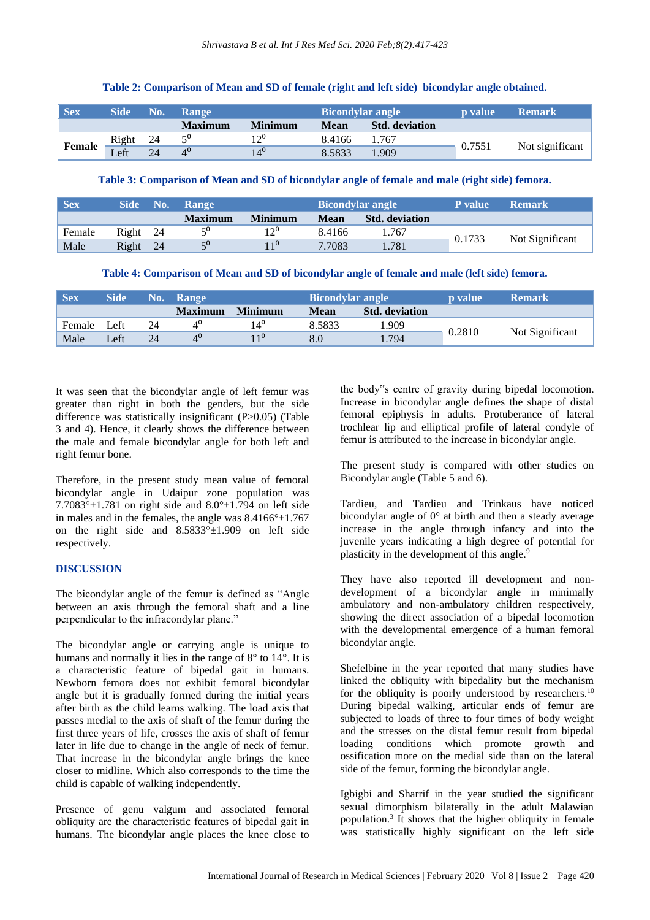**Table 2: Comparison of Mean and SD of female (right and left side) bicondylar angle obtained.**

| Sex | Side | No. | Range | | Bicondylar angle | | p value | Remark |
|---|---|---|---|---|---|---|---|---|
| | | | Maximum | Minimum | Mean | Std. deviation | | |
| Female | Right | 24 | $5^0$ | $12^0$ | 8.4166 | 1.767 | 0.7551 | Not significant |
| | Left | 24 | $4^0$ | $14^0$ | 8.5833 | 1.909 | | |

**Table 3: Comparison of Mean and SD of bicondylar angle of female and male (right side) femora.**

| Sex | Side | No. | Range | | Bicondylar angle | | P value | Remark |
|---|---|---|---|---|---|---|---|---|
| | | | Maximum | Minimum | Mean | Std. deviation | | |
| Female | Right | 24 | $5^0$ | $12^0$ | 8.4166 | 1.767 | 0.1733 | Not Significant |
| Male | Right | 24 | $5^0$ | $11^0$ | 7.7083 | 1.781 | | |

**Table 4: Comparison of Mean and SD of bicondylar angle of female and male (left side) femora.**

| Sex | Side | No. | Range | | Bicondylar angle | | p value | Remark |
|---|---|---|---|---|---|---|---|---|
| | | | Maximum | Minimum | Mean | Std. deviation | | |
| Female | Left | 24 | $4^0$ | $14^0$ | 8.5833 | 1.909 | 0.2810 | Not Significant |
| Male | Left | 24 | $4^0$ | $11^0$ | 8.0 | 1.794 | | |

It was seen that the bicondylar angle of left femur was greater than right in both the genders, but the side difference was statistically insignificant (P>0.05) (Table 3 and 4). Hence, it clearly shows the difference between the male and female bicondylar angle for both left and right femur bone.

Therefore, in the present study mean value of femoral bicondylar angle in Udaipur zone population was 7.7083°±1.781 on right side and 8.0°±1.794 on left side in males and in the females, the angle was 8.4166°±1.767 on the right side and 8.5833°±1.909 on left side respectively.

## DISCUSSION

The bicondylar angle of the femur is defined as "Angle between an axis through the femoral shaft and a line perpendicular to the infracondylar plane."

The bicondylar angle or carrying angle is unique to humans and normally it lies in the range of 8° to 14°. It is a characteristic feature of bipedal gait in humans. Newborn femora does not exhibit femoral bicondylar angle but it is gradually formed during the initial years after birth as the child learns walking. The load axis that passes medial to the axis of shaft of the femur during the first three years of life, crosses the axis of shaft of femur later in life due to change in the angle of neck of femur. That increase in the bicondylar angle brings the knee closer to midline. Which also corresponds to the time the child is capable of walking independently.

Presence of genu valgum and associated femoral obliquity are the characteristic features of bipedal gait in humans. The bicondylar angle places the knee close to the body"s centre of gravity during bipedal locomotion. Increase in bicondylar angle defines the shape of distal femoral epiphysis in adults. Protuberance of lateral trochlear lip and elliptical profile of lateral condyle of femur is attributed to the increase in bicondylar angle.

The present study is compared with other studies on Bicondylar angle (Table 5 and 6).

Tardieu, and Tardieu and Trinkaus have noticed bicondylar angle of 0° at birth and then a steady average increase in the angle through infancy and into the juvenile years indicating a high degree of potential for plasticity in the development of this angle.[9]

They have also reported ill development and non-development of a bicondylar angle in minimally ambulatory and non-ambulatory children respectively, showing the direct association of a bipedal locomotion with the developmental emergence of a human femoral bicondylar angle.

Shefelbine in the year reported that many studies have linked the obliquity with bipedality but the mechanism for the obliquity is poorly understood by researchers.[10] During bipedal walking, articular ends of femur are subjected to loads of three to four times of body weight and the stresses on the distal femur result from bipedal loading conditions which promote growth and ossification more on the medial side than on the lateral side of the femur, forming the bicondylar angle.

Igbigbi and Sharrif in the year studied the significant sexual dimorphism bilaterally in the adult Malawian population.[3] It shows that the higher obliquity in female was statistically highly significant on the left side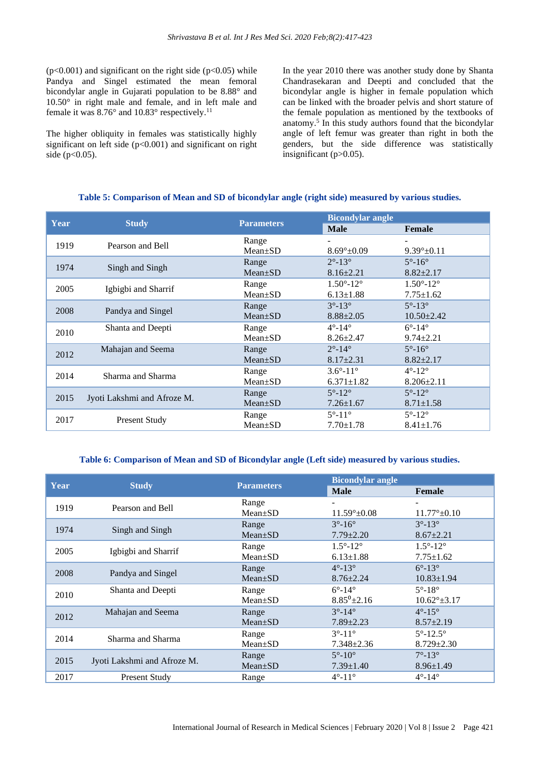(p<0.001) and significant on the right side (p<0.05) while Pandya and Singel estimated the mean femoral bicondylar angle in Gujarati population to be 8.88° and 10.50° in right male and female, and in left male and female it was 8.76° and 10.83° respectively.[11]

The higher obliquity in females was statistically highly significant on left side (p<0.001) and significant on right side (p<0.05).

In the year 2010 there was another study done by Shanta Chandrasekaran and Deepti and concluded that the bicondylar angle is higher in female population which can be linked with the broader pelvis and short stature of the female population as mentioned by the textbooks of anatomy.[5] In this study authors found that the bicondylar angle of left femur was greater than right in both the genders, but the side difference was statistically insignificant (p>0.05).

**Table 5: Comparison of Mean and SD of bicondylar angle (right side) measured by various studies.**

| Year | Study | Parameters | Bicondylar angle | |
|---|---|---|---|---|
| | | | Male | Female |
| 1919 | Pearson and Bell | Range<br>Mean±SD | -<br>8.69°±0.09 | -<br>9.39°±0.11 |
| 1974 | Singh and Singh | Range<br>Mean±SD | 2°-13°<br>8.16±2.21 | 5°-16°<br>8.82±2.17 |
| 2005 | Igbigbi and Sharrif | Range<br>Mean±SD | 1.50°-12°<br>6.13±1.88 | 1.50°-12°<br>7.75±1.62 |
| 2008 | Pandya and Singel | Range<br>Mean±SD | 3°-13°<br>8.88±2.05 | 5°-13°<br>10.50±2.42 |
| 2010 | Shanta and Deepti | Range<br>Mean±SD | 4°-14°<br>8.26±2.47 | 6°-14°<br>9.74±2.21 |
| 2012 | Mahajan and Seema | Range<br>Mean±SD | 2°-14°<br>8.17±2.31 | 5°-16°<br>8.82±2.17 |
| 2014 | Sharma and Sharma | Range<br>Mean±SD | 3.6°-11°<br>6.371±1.82 | 4°-12°<br>8.206±2.11 |
| 2015 | Jyoti Lakshmi and Afroze M. | Range<br>Mean±SD | 5°-12°<br>7.26±1.67 | 5°-12°<br>8.71±1.58 |
| 2017 | Present Study | Range<br>Mean±SD | 5°-11°<br>7.70±1.78 | 5°-12°<br>8.41±1.76 |

**Table 6: Comparison of Mean and SD of Bicondylar angle (Left side) measured by various studies.**

| Year | Study | Parameters | Bicondylar angle | |
|---|---|---|---|---|
| | | | Male | Female |
| 1919 | Pearson and Bell | Range<br>Mean±SD | -<br>11.59°±0.08 | -<br>11.77°±0.10 |
| 1974 | Singh and Singh | Range<br>Mean±SD | 3°-16°<br>7.79±2.20 | 3°-13°<br>8.67±2.21 |
| 2005 | Igbigbi and Sharrif | Range<br>Mean±SD | 1.5°-12°<br>6.13±1.88 | 1.5°-12°<br>7.75±1.62 |
| 2008 | Pandya and Singel | Range<br>Mean±SD | 4°-13°<br>8.76±2.24 | 6°-13°<br>10.83±1.94 |
| 2010 | Shanta and Deepti | Range<br>Mean±SD | 6°-14°<br>8.85°±2.16 | 5°-18°<br>10.62°±3.17 |
| 2012 | Mahajan and Seema | Range<br>Mean±SD | 3°-14°<br>7.89±2.23 | 4°-15°<br>8.57±2.19 |
| 2014 | Sharma and Sharma | Range<br>Mean±SD | 3°-11°<br>7.348±2.36 | 5°-12.5°<br>8.729±2.30 |
| 2015 | Jyoti Lakshmi and Afroze M. | Range<br>Mean±SD | 5°-10°<br>7.39±1.40 | 7°-13°<br>8.96±1.49 |
| 2017 | Present Study | Range | 4°-11° | 4°-14° |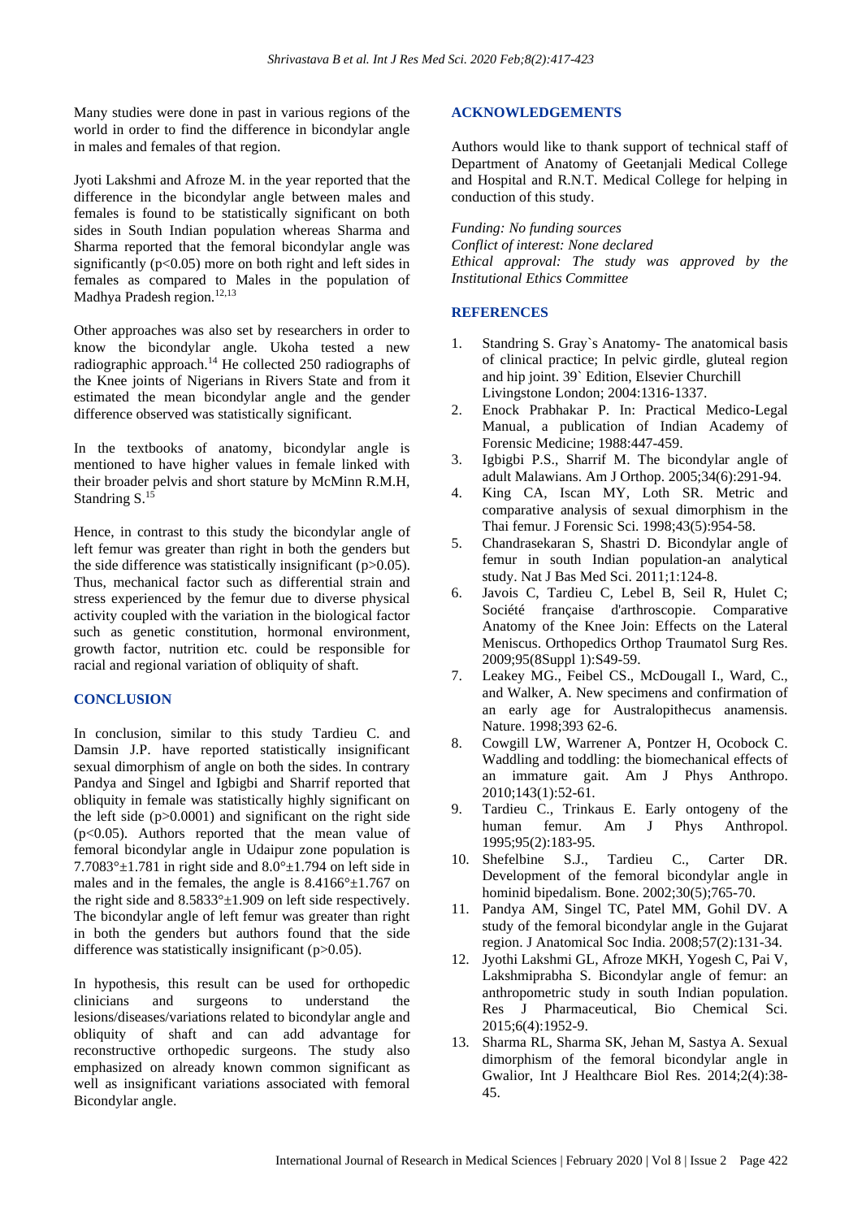Many studies were done in past in various regions of the world in order to find the difference in bicondylar angle in males and females of that region.

Jyoti Lakshmi and Afroze M. in the year reported that the difference in the bicondylar angle between males and females is found to be statistically significant on both sides in South Indian population whereas Sharma and Sharma reported that the femoral bicondylar angle was significantly ($p<0.05$) more on both right and left sides in females as compared to Males in the population of Madhya Pradesh region.[12,13]

Other approaches was also set by researchers in order to know the bicondylar angle. Ukoha tested a new radiographic approach.[14] He collected 250 radiographs of the Knee joints of Nigerians in Rivers State and from it estimated the mean bicondylar angle and the gender difference observed was statistically significant.

In the textbooks of anatomy, bicondylar angle is mentioned to have higher values in female linked with their broader pelvis and short stature by McMinn R.M.H, Standring S.[15]

Hence, in contrast to this study the bicondylar angle of left femur was greater than right in both the genders but the side difference was statistically insignificant ($p>0.05$). Thus, mechanical factor such as differential strain and stress experienced by the femur due to diverse physical activity coupled with the variation in the biological factor such as genetic constitution, hormonal environment, growth factor, nutrition etc. could be responsible for racial and regional variation of obliquity of shaft.

## CONCLUSION

In conclusion, similar to this study Tardieu C. and Damsin J.P. have reported statistically insignificant sexual dimorphism of angle on both the sides. In contrary Pandya and Singel and Igbigbi and Sharrif reported that obliquity in female was statistically highly significant on the left side ($p>0.0001$) and significant on the right side ($p<0.05$). Authors reported that the mean value of femoral bicondylar angle in Udaipur zone population is $7.7083°\pm1.781$ in right side and $8.0°\pm1.794$ on left side in males and in the females, the angle is $8.4166°\pm1.767$ on the right side and $8.5833°\pm1.909$ on left side respectively. The bicondylar angle of left femur was greater than right in both the genders but authors found that the side difference was statistically insignificant ($p>0.05$).

In hypothesis, this result can be used for orthopedic clinicians and surgeons to understand the lesions/diseases/variations related to bicondylar angle and obliquity of shaft and can add advantage for reconstructive orthopedic surgeons. The study also emphasized on already known common significant as well as insignificant variations associated with femoral Bicondylar angle.

## ACKNOWLEDGEMENTS

Authors would like to thank support of technical staff of Department of Anatomy of Geetanjali Medical College and Hospital and R.N.T. Medical College for helping in conduction of this study.

*Funding: No funding sources*
*Conflict of interest: None declared*
*Ethical approval: The study was approved by the Institutional Ethics Committee*

## REFERENCES

1. Standring S. Gray`s Anatomy- The anatomical basis of clinical practice; In pelvic girdle, gluteal region and hip joint. 39` Edition, Elsevier Churchill Livingstone London; 2004:1316-1337.
2. Enock Prabhakar P. In: Practical Medico-Legal Manual, a publication of Indian Academy of Forensic Medicine; 1988:447-459.
3. Igbigbi P.S., Sharrif M. The bicondylar angle of adult Malawians. Am J Orthop. 2005;34(6):291-94.
4. King CA, Iscan MY, Loth SR. Metric and comparative analysis of sexual dimorphism in the Thai femur. J Forensic Sci. 1998;43(5):954-58.
5. Chandrasekaran S, Shastri D. Bicondylar angle of femur in south Indian population-an analytical study. Nat J Bas Med Sci. 2011;1:124-8.
6. Javois C, Tardieu C, Lebel B, Seil R, Hulet C; Société française d'arthroscopie. Comparative Anatomy of the Knee Join: Effects on the Lateral Meniscus. Orthopedics Orthop Traumatol Surg Res. 2009;95(8Suppl 1):S49-59.
7. Leakey MG., Feibel CS., McDougall I., Ward, C., and Walker, A. New specimens and confirmation of an early age for Australopithecus anamensis. Nature. 1998;393 62-6.
8. Cowgill LW, Warrener A, Pontzer H, Ocobock C. Waddling and toddling: the biomechanical effects of an immature gait. Am J Phys Anthropo. 2010;143(1):52-61.
9. Tardieu C., Trinkaus E. Early ontogeny of the human femur. Am J Phys Anthropol. 1995;95(2):183-95.
10. Shefelbine S.J., Tardieu C., Carter DR. Development of the femoral bicondylar angle in hominid bipedalism. Bone. 2002;30(5);765-70.
11. Pandya AM, Singel TC, Patel MM, Gohil DV. A study of the femoral bicondylar angle in the Gujarat region. J Anatomical Soc India. 2008;57(2):131-34.
12. Jyothi Lakshmi GL, Afroze MKH, Yogesh C, Pai V, Lakshmiprabha S. Bicondylar angle of femur: an anthropometric study in south Indian population. Res J Pharmaceutical, Bio Chemical Sci. 2015;6(4):1952-9.
13. Sharma RL, Sharma SK, Jehan M, Sastya A. Sexual dimorphism of the femoral bicondylar angle in Gwalior, Int J Healthcare Biol Res. 2014;2(4):38-45.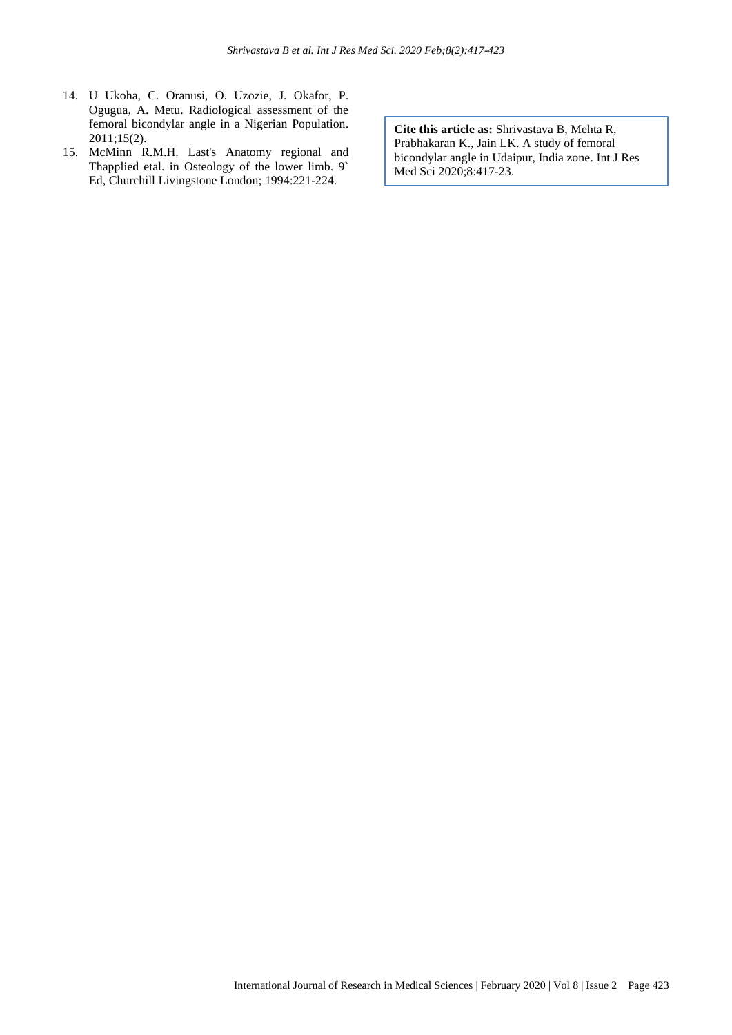14. U Ukoha, C. Oranusi, O. Uzozie, J. Okafor, P. Ogugua, A. Metu. Radiological assessment of the femoral bicondylar angle in a Nigerian Population. 2011;15(2).
15. McMinn R.M.H. Last's Anatomy regional and Thapplied etal. in Osteology of the lower limb. 9` Ed, Churchill Livingstone London; 1994:221-224.

**Cite this article as:** Shrivastava B, Mehta R, Prabhakaran K., Jain LK. A study of femoral bicondylar angle in Udaipur, India zone. Int J Res Med Sci 2020;8:417-23.